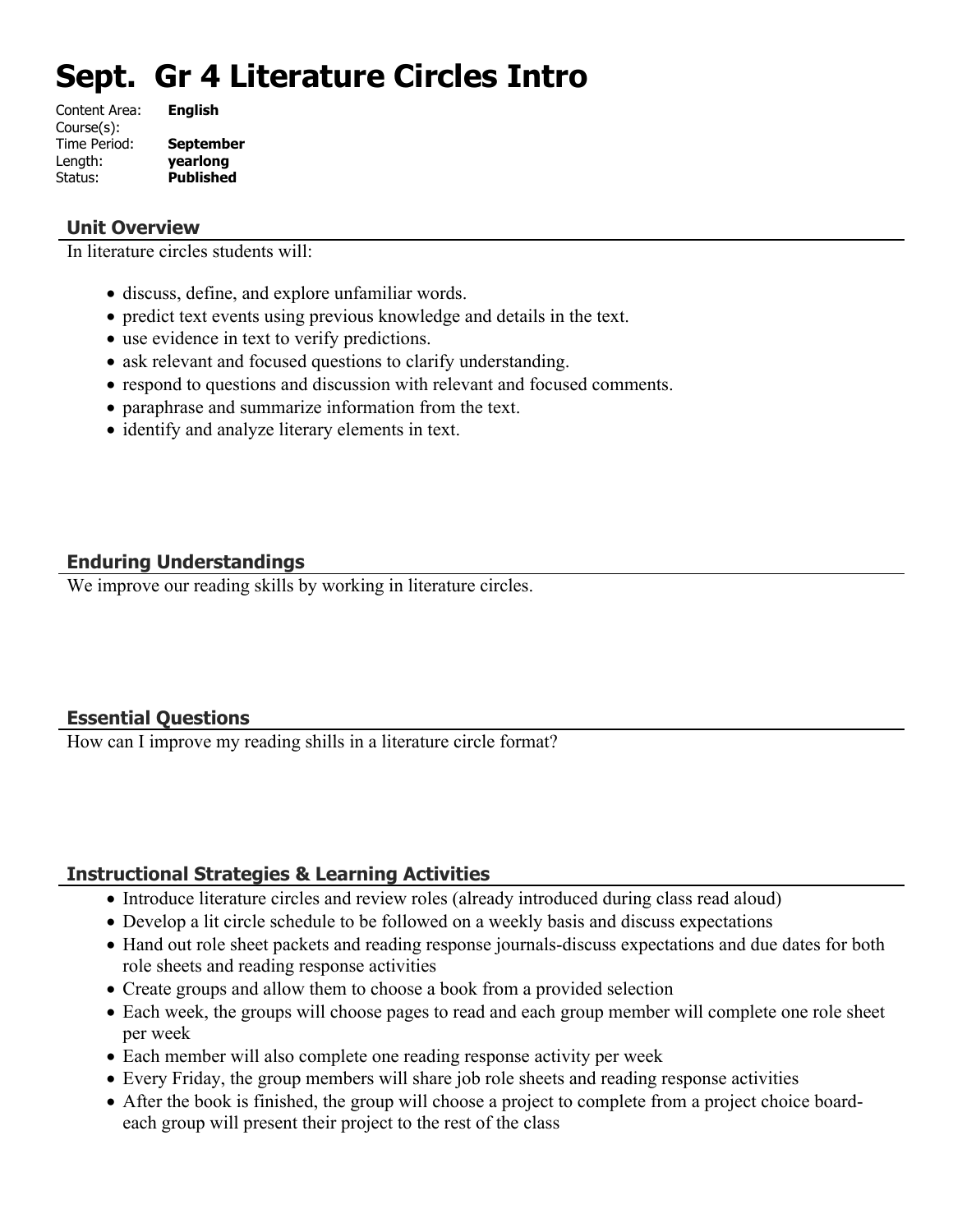# Sept. Gr 4 Literature Circles Intro

Content Area: **English**
Course(s):
Time Period: **September**
Length: **yearlong**
Status: **Published**

## Unit Overview

In literature circles students will:

- discuss, define, and explore unfamiliar words.
- predict text events using previous knowledge and details in the text.
- use evidence in text to verify predictions.
- ask relevant and focused questions to clarify understanding.
- respond to questions and discussion with relevant and focused comments.
- paraphrase and summarize information from the text.
- identify and analyze literary elements in text.

## Enduring Understandings

We improve our reading skills by working in literature circles.

## Essential Questions

How can I improve my reading shills in a literature circle format?

## Instructional Strategies & Learning Activities

- Introduce literature circles and review roles (already introduced during class read aloud)
- Develop a lit circle schedule to be followed on a weekly basis and discuss expectations
- Hand out role sheet packets and reading response journals-discuss expectations and due dates for both role sheets and reading response activities
- Create groups and allow them to choose a book from a provided selection
- Each week, the groups will choose pages to read and each group member will complete one role sheet per week
- Each member will also complete one reading response activity per week
- Every Friday, the group members will share job role sheets and reading response activities
- After the book is finished, the group will choose a project to complete from a project choice board-each group will present their project to the rest of the class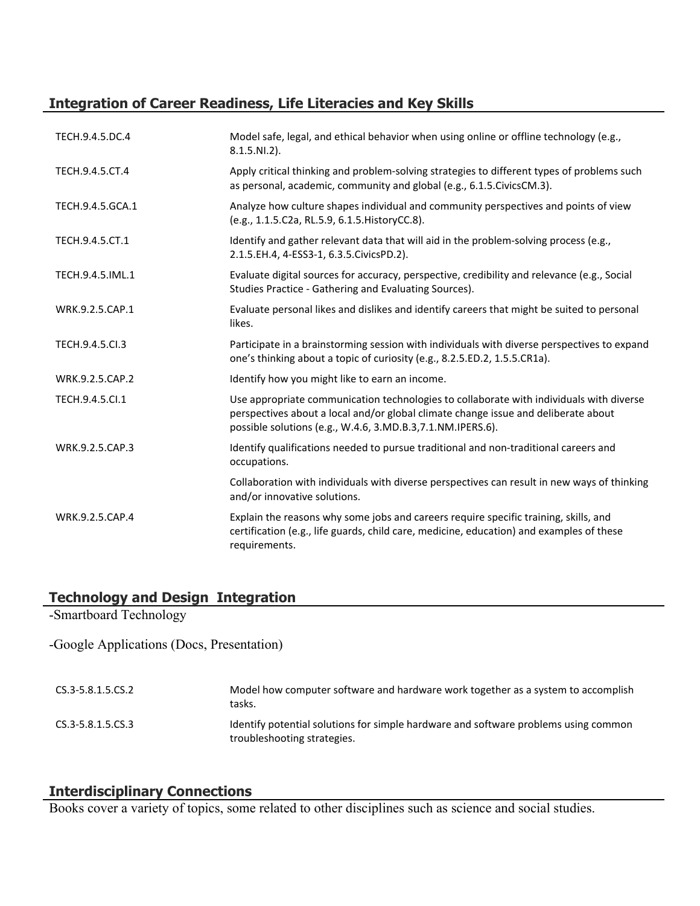## Integration of Career Readiness, Life Literacies and Key Skills

| | |
|---|---|
| TECH.9.4.5.DC.4 | Model safe, legal, and ethical behavior when using online or offline technology (e.g., 8.1.5.NI.2). |
| TECH.9.4.5.CT.4 | Apply critical thinking and problem-solving strategies to different types of problems such as personal, academic, community and global (e.g., 6.1.5.CivicsCM.3). |
| TECH.9.4.5.GCA.1 | Analyze how culture shapes individual and community perspectives and points of view (e.g., 1.1.5.C2a, RL.5.9, 6.1.5.HistoryCC.8). |
| TECH.9.4.5.CT.1 | Identify and gather relevant data that will aid in the problem-solving process (e.g., 2.1.5.EH.4, 4-ESS3-1, 6.3.5.CivicsPD.2). |
| TECH.9.4.5.IML.1 | Evaluate digital sources for accuracy, perspective, credibility and relevance (e.g., Social Studies Practice - Gathering and Evaluating Sources). |
| WRK.9.2.5.CAP.1 | Evaluate personal likes and dislikes and identify careers that might be suited to personal likes. |
| TECH.9.4.5.CI.3 | Participate in a brainstorming session with individuals with diverse perspectives to expand one's thinking about a topic of curiosity (e.g., 8.2.5.ED.2, 1.5.5.CR1a). |
| WRK.9.2.5.CAP.2 | Identify how you might like to earn an income. |
| TECH.9.4.5.CI.1 | Use appropriate communication technologies to collaborate with individuals with diverse perspectives about a local and/or global climate change issue and deliberate about possible solutions (e.g., W.4.6, 3.MD.B.3,7.1.NM.IPERS.6). |
| WRK.9.2.5.CAP.3 | Identify qualifications needed to pursue traditional and non-traditional careers and occupations. |
| | Collaboration with individuals with diverse perspectives can result in new ways of thinking and/or innovative solutions. |
| WRK.9.2.5.CAP.4 | Explain the reasons why some jobs and careers require specific training, skills, and certification (e.g., life guards, child care, medicine, education) and examples of these requirements. |

## Technology and Design Integration

-Smartboard Technology

-Google Applications (Docs, Presentation)

| | |
|---|---|
| CS.3-5.8.1.5.CS.2 | Model how computer software and hardware work together as a system to accomplish tasks. |
| CS.3-5.8.1.5.CS.3 | Identify potential solutions for simple hardware and software problems using common troubleshooting strategies. |

## Interdisciplinary Connections

Books cover a variety of topics, some related to other disciplines such as science and social studies.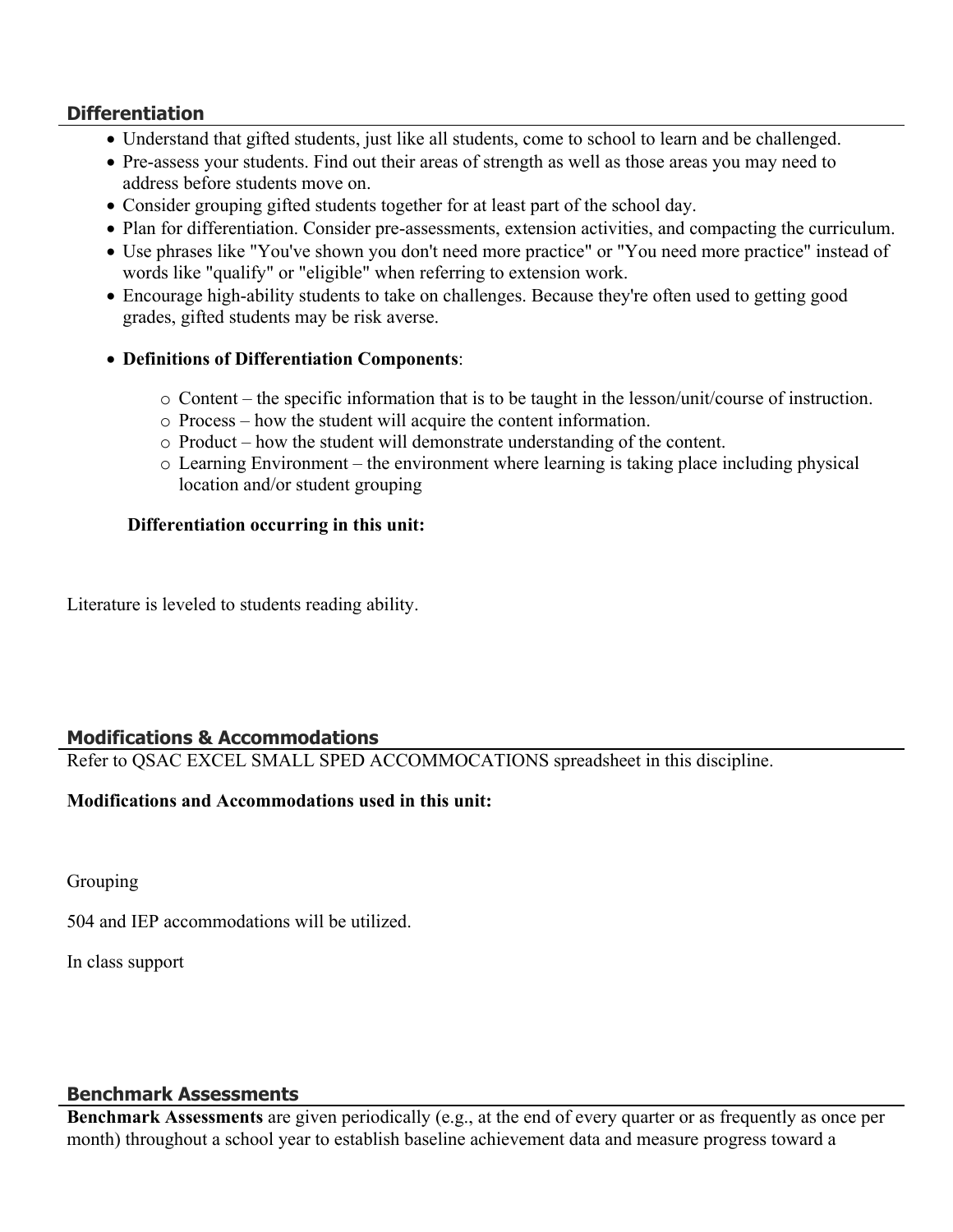## Differentiation

- Understand that gifted students, just like all students, come to school to learn and be challenged.
- Pre-assess your students. Find out their areas of strength as well as those areas you may need to address before students move on.
- Consider grouping gifted students together for at least part of the school day.
- Plan for differentiation. Consider pre-assessments, extension activities, and compacting the curriculum.
- Use phrases like "You've shown you don't need more practice" or "You need more practice" instead of words like "qualify" or "eligible" when referring to extension work.
- Encourage high-ability students to take on challenges. Because they're often used to getting good grades, gifted students may be risk averse.

- **Definitions of Differentiation Components**:
  - Content – the specific information that is to be taught in the lesson/unit/course of instruction.
  - Process – how the student will acquire the content information.
  - Product – how the student will demonstrate understanding of the content.
  - Learning Environment – the environment where learning is taking place including physical location and/or student grouping

**Differentiation occurring in this unit:**

Literature is leveled to students reading ability.

## Modifications & Accommodations

Refer to QSAC EXCEL SMALL SPED ACCOMMOCATIONS spreadsheet in this discipline.

**Modifications and Accommodations used in this unit:**

Grouping

504 and IEP accommodations will be utilized.

In class support

## Benchmark Assessments

**Benchmark Assessments** are given periodically (e.g., at the end of every quarter or as frequently as once per month) throughout a school year to establish baseline achievement data and measure progress toward a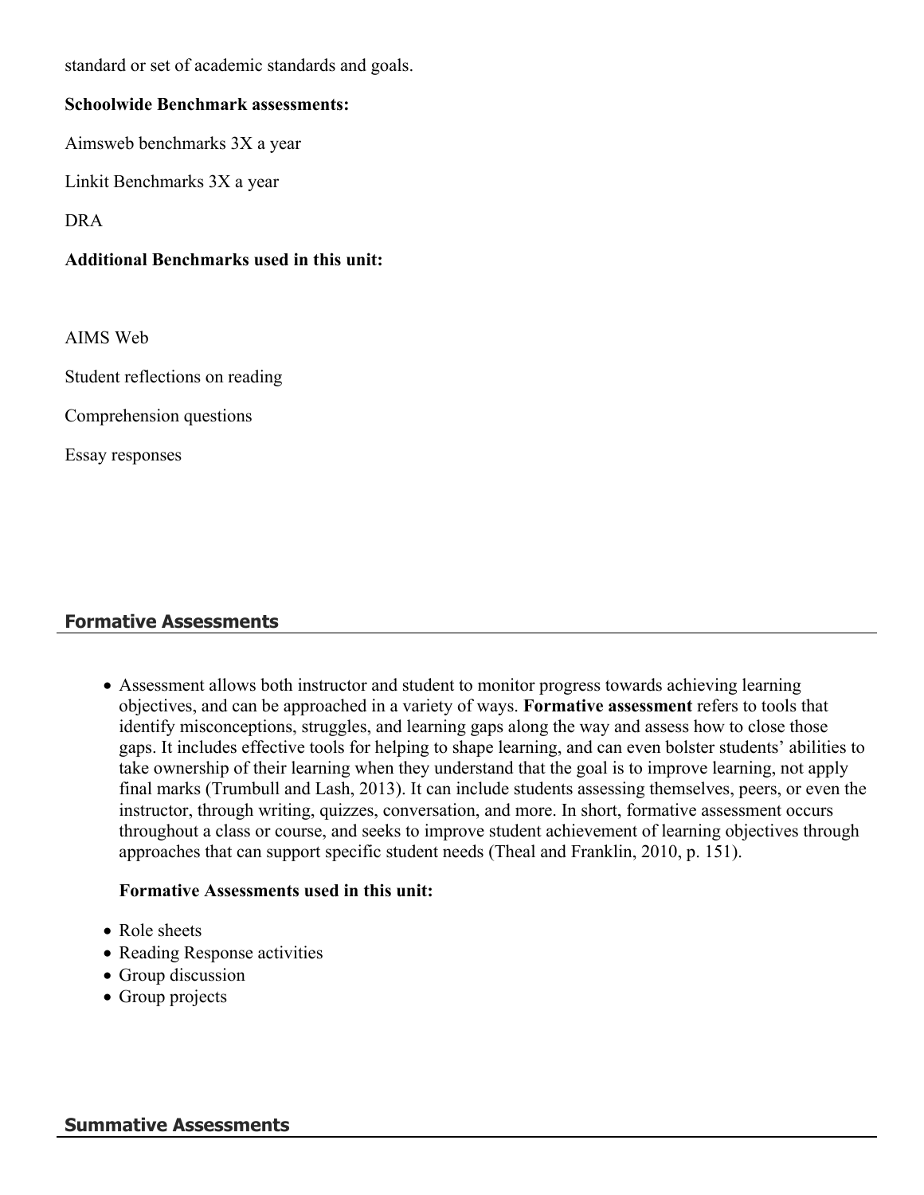standard or set of academic standards and goals.

**Schoolwide Benchmark assessments:**

Aimsweb benchmarks 3X a year

Linkit Benchmarks 3X a year

DRA

**Additional Benchmarks used in this unit:**

AIMS Web

Student reflections on reading

Comprehension questions

Essay responses

## Formative Assessments

- Assessment allows both instructor and student to monitor progress towards achieving learning objectives, and can be approached in a variety of ways. **Formative assessment** refers to tools that identify misconceptions, struggles, and learning gaps along the way and assess how to close those gaps. It includes effective tools for helping to shape learning, and can even bolster students' abilities to take ownership of their learning when they understand that the goal is to improve learning, not apply final marks (Trumbull and Lash, 2013). It can include students assessing themselves, peers, or even the instructor, through writing, quizzes, conversation, and more. In short, formative assessment occurs throughout a class or course, and seeks to improve student achievement of learning objectives through approaches that can support specific student needs (Theal and Franklin, 2010, p. 151).

  **Formative Assessments used in this unit:**

- Role sheets
- Reading Response activities
- Group discussion
- Group projects

## Summative Assessments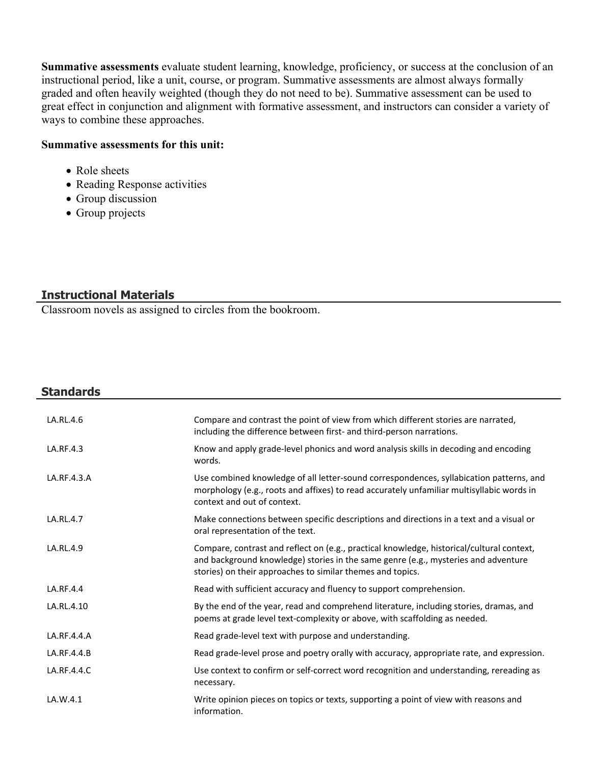**Summative assessments** evaluate student learning, knowledge, proficiency, or success at the conclusion of an instructional period, like a unit, course, or program. Summative assessments are almost always formally graded and often heavily weighted (though they do not need to be). Summative assessment can be used to great effect in conjunction and alignment with formative assessment, and instructors can consider a variety of ways to combine these approaches.

**Summative assessments for this unit:**

- Role sheets
- Reading Response activities
- Group discussion
- Group projects

## Instructional Materials

Classroom novels as assigned to circles from the bookroom.

## Standards

| | |
|---|---|
| LA.RL.4.6 | Compare and contrast the point of view from which different stories are narrated, including the difference between first- and third-person narrations. |
| LA.RF.4.3 | Know and apply grade-level phonics and word analysis skills in decoding and encoding words. |
| LA.RF.4.3.A | Use combined knowledge of all letter-sound correspondences, syllabication patterns, and morphology (e.g., roots and affixes) to read accurately unfamiliar multisyllabic words in context and out of context. |
| LA.RL.4.7 | Make connections between specific descriptions and directions in a text and a visual or oral representation of the text. |
| LA.RL.4.9 | Compare, contrast and reflect on (e.g., practical knowledge, historical/cultural context, and background knowledge) stories in the same genre (e.g., mysteries and adventure stories) on their approaches to similar themes and topics. |
| LA.RF.4.4 | Read with sufficient accuracy and fluency to support comprehension. |
| LA.RL.4.10 | By the end of the year, read and comprehend literature, including stories, dramas, and poems at grade level text-complexity or above, with scaffolding as needed. |
| LA.RF.4.4.A | Read grade-level text with purpose and understanding. |
| LA.RF.4.4.B | Read grade-level prose and poetry orally with accuracy, appropriate rate, and expression. |
| LA.RF.4.4.C | Use context to confirm or self-correct word recognition and understanding, rereading as necessary. |
| LA.W.4.1 | Write opinion pieces on topics or texts, supporting a point of view with reasons and information. |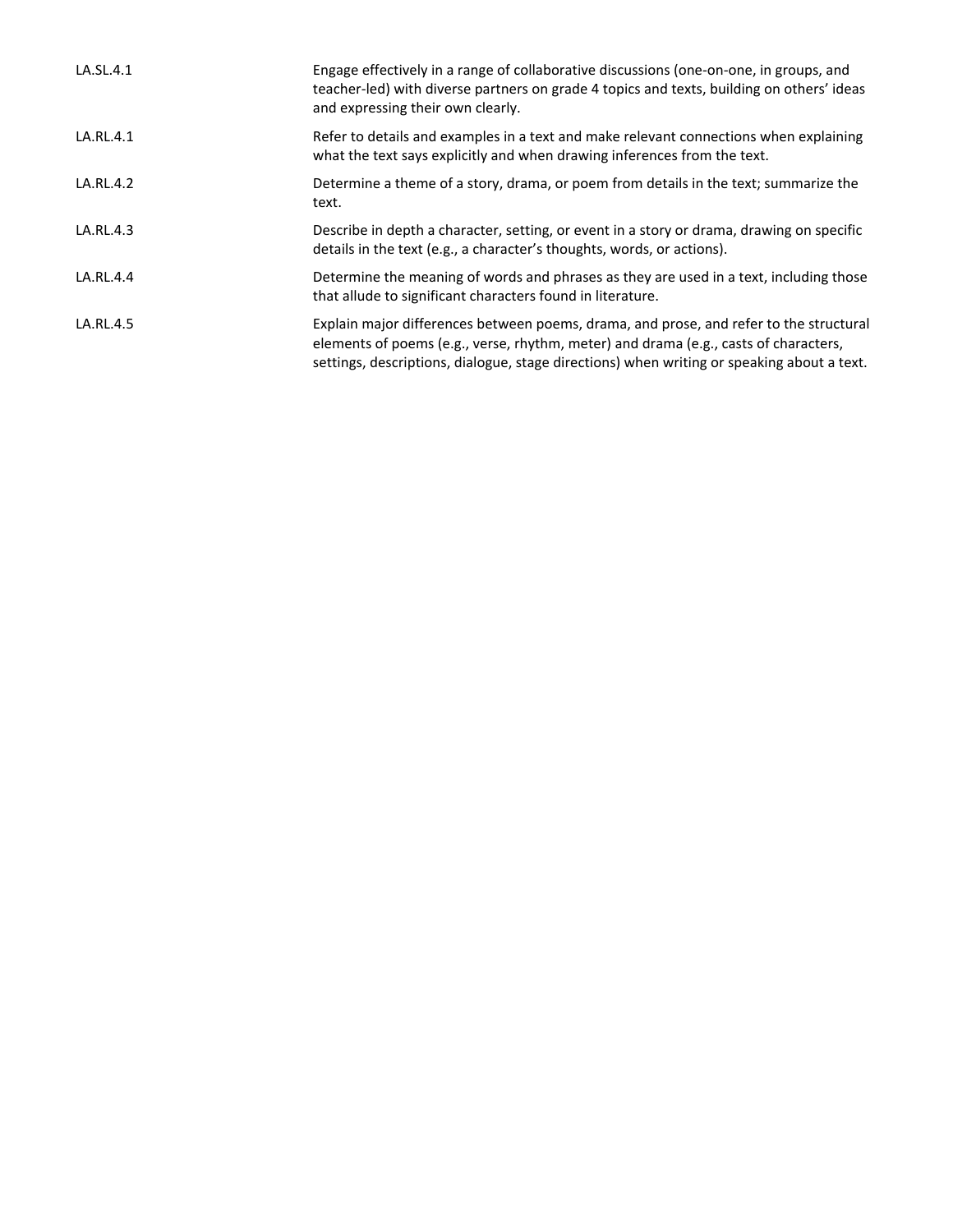| | |
|---|---|
| LA.SL.4.1 | Engage effectively in a range of collaborative discussions (one-on-one, in groups, and teacher-led) with diverse partners on grade 4 topics and texts, building on others' ideas and expressing their own clearly. |
| LA.RL.4.1 | Refer to details and examples in a text and make relevant connections when explaining what the text says explicitly and when drawing inferences from the text. |
| LA.RL.4.2 | Determine a theme of a story, drama, or poem from details in the text; summarize the text. |
| LA.RL.4.3 | Describe in depth a character, setting, or event in a story or drama, drawing on specific details in the text (e.g., a character's thoughts, words, or actions). |
| LA.RL.4.4 | Determine the meaning of words and phrases as they are used in a text, including those that allude to significant characters found in literature. |
| LA.RL.4.5 | Explain major differences between poems, drama, and prose, and refer to the structural elements of poems (e.g., verse, rhythm, meter) and drama (e.g., casts of characters, settings, descriptions, dialogue, stage directions) when writing or speaking about a text. |